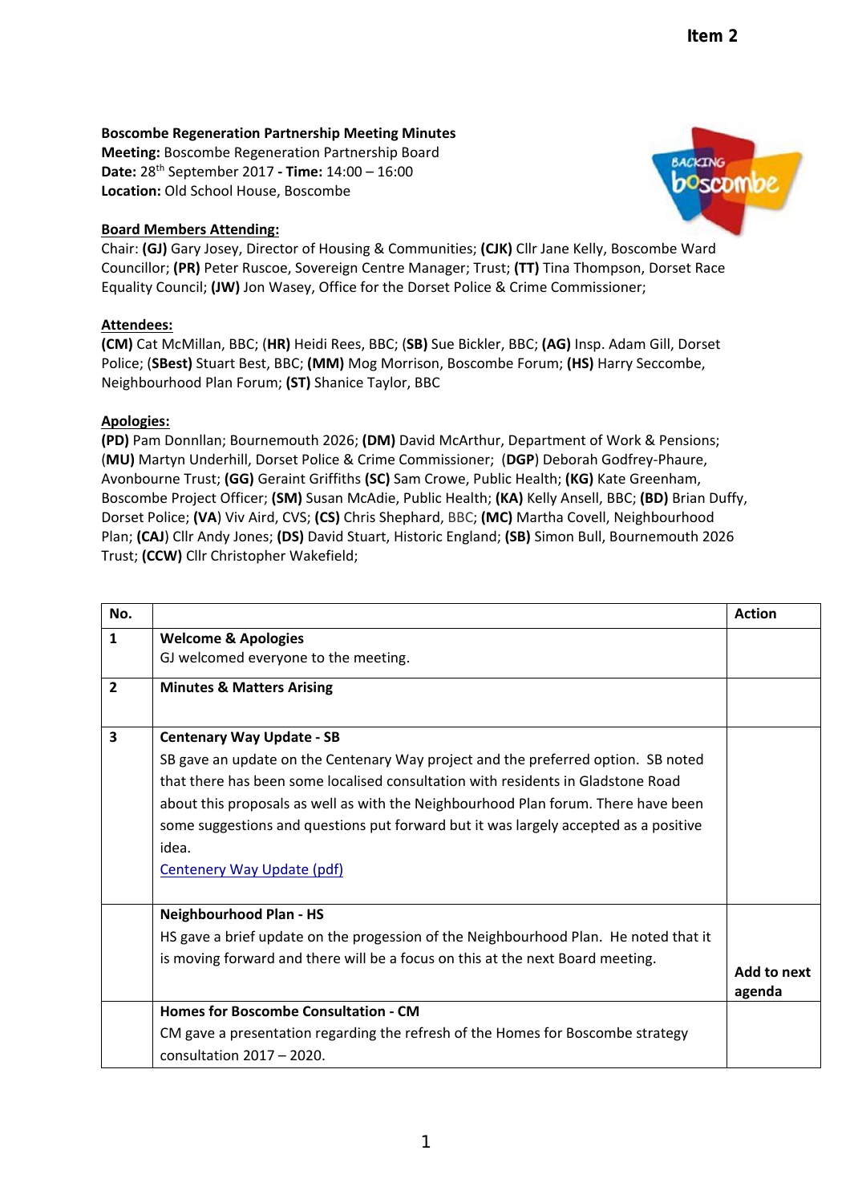Item 2

**Boscombe Regeneration Partnership Meeting Minutes**
**Meeting:** Boscombe Regeneration Partnership Board
**Date:** 28th September 2017 **- Time:** 14:00 – 16:00
**Location:** Old School House, Boscombe

**Board Members Attending:**
Chair: **(GJ)** Gary Josey, Director of Housing & Communities; **(CJK)** Cllr Jane Kelly, Boscombe Ward Councillor; **(PR)** Peter Ruscoe, Sovereign Centre Manager; Trust; **(TT)** Tina Thompson, Dorset Race Equality Council; **(JW)** Jon Wasey, Office for the Dorset Police & Crime Commissioner;

**Attendees:**
**(CM)** Cat McMillan, BBC; (**HR**) Heidi Rees, BBC; (**SB**) Sue Bickler, BBC; **(AG)** Insp. Adam Gill, Dorset Police; (**SBest**) Stuart Best, BBC; **(MM)** Mog Morrison, Boscombe Forum; **(HS)** Harry Seccombe, Neighbourhood Plan Forum; **(ST)** Shanice Taylor, BBC

**Apologies:**
**(PD)** Pam Donnllan; Bournemouth 2026; **(DM)** David McArthur, Department of Work & Pensions; (**MU**) Martyn Underhill, Dorset Police & Crime Commissioner; (**DGP**) Deborah Godfrey-Phaure, Avonbourne Trust; **(GG)** Geraint Griffiths **(SC)** Sam Crowe, Public Health; **(KG)** Kate Greenham, Boscombe Project Officer; **(SM)** Susan McAdie, Public Health; **(KA)** Kelly Ansell, BBC; **(BD)** Brian Duffy, Dorset Police; **(VA**) Viv Aird, CVS; **(CS)** Chris Shephard, BBC; **(MC)** Martha Covell, Neighbourhood Plan; **(CAJ**) Cllr Andy Jones; **(DS)** David Stuart, Historic England; **(SB)** Simon Bull, Bournemouth 2026 Trust; **(CCW)** Cllr Christopher Wakefield;

| No. | | Action |
|---|---|---|
| **1** | **Welcome & Apologies**<br>GJ welcomed everyone to the meeting. | |
| **2** | **Minutes & Matters Arising** | |
| **3** | **Centenary Way Update - SB**<br>SB gave an update on the Centenary Way project and the preferred option. SB noted that there has been some localised consultation with residents in Gladstone Road about this proposals as well as with the Neighbourhood Plan forum. There have been some suggestions and questions put forward but it was largely accepted as a positive idea.<br>Centenary Way Update (pdf) | |
| | **Neighbourhood Plan - HS**<br>HS gave a brief update on the progession of the Neighbourhood Plan. He noted that it is moving forward and there will be a focus on this at the next Board meeting. | **Add to next agenda** |
| | **Homes for Boscombe Consultation - CM**<br>CM gave a presentation regarding the refresh of the Homes for Boscombe strategy consultation 2017 – 2020. | |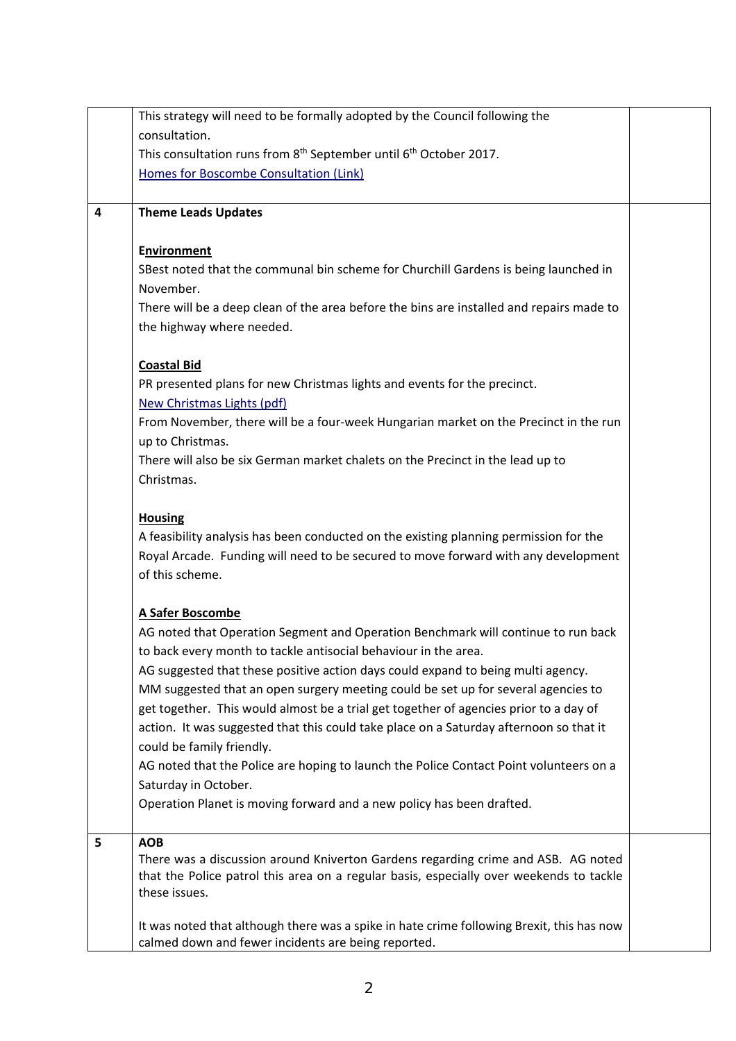| | | |
|---|---|---|
| | This strategy will need to be formally adopted by the Council following the consultation.<br>This consultation runs from 8th September until 6th October 2017.<br>[Homes for Boscombe Consultation (Link)] | |
| **4** | **Theme Leads Updates**<br><br>**<u>Environment</u>**<br>SBest noted that the communal bin scheme for Churchill Gardens is being launched in November.<br>There will be a deep clean of the area before the bins are installed and repairs made to the highway where needed.<br><br>**<u>Coastal Bid</u>**<br>PR presented plans for new Christmas lights and events for the precinct.<br>[New Christmas Lights (pdf)]<br>From November, there will be a four-week Hungarian market on the Precinct in the run up to Christmas.<br>There will also be six German market chalets on the Precinct in the lead up to Christmas.<br><br>**<u>Housing</u>**<br>A feasibility analysis has been conducted on the existing planning permission for the Royal Arcade. Funding will need to be secured to move forward with any development of this scheme.<br><br>**<u>A Safer Boscombe</u>**<br>AG noted that Operation Segment and Operation Benchmark will continue to run back to back every month to tackle antisocial behaviour in the area.<br>AG suggested that these positive action days could expand to being multi agency.<br>MM suggested that an open surgery meeting could be set up for several agencies to get together. This would almost be a trial get together of agencies prior to a day of action. It was suggested that this could take place on a Saturday afternoon so that it could be family friendly.<br>AG noted that the Police are hoping to launch the Police Contact Point volunteers on a Saturday in October.<br>Operation Planet is moving forward and a new policy has been drafted. | |
| **5** | **AOB**<br>There was a discussion around Kniverton Gardens regarding crime and ASB. AG noted that the Police patrol this area on a regular basis, especially over weekends to tackle these issues.<br><br>It was noted that although there was a spike in hate crime following Brexit, this has now calmed down and fewer incidents are being reported. | |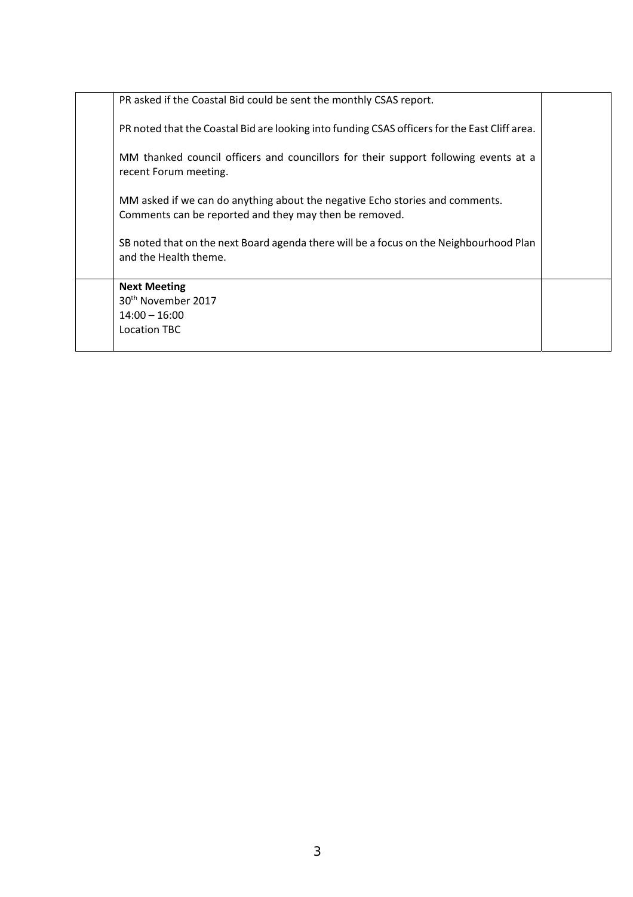| | | |
|---|---|---|
| | PR asked if the Coastal Bid could be sent the monthly CSAS report.<br><br>PR noted that the Coastal Bid are looking into funding CSAS officers for the East Cliff area.<br><br>MM thanked council officers and councillors for their support following events at a recent Forum meeting.<br><br>MM asked if we can do anything about the negative Echo stories and comments. Comments can be reported and they may then be removed.<br><br>SB noted that on the next Board agenda there will be a focus on the Neighbourhood Plan and the Health theme. | |
| | **Next Meeting**<br>30th November 2017<br>14:00 – 16:00<br>Location TBC | |